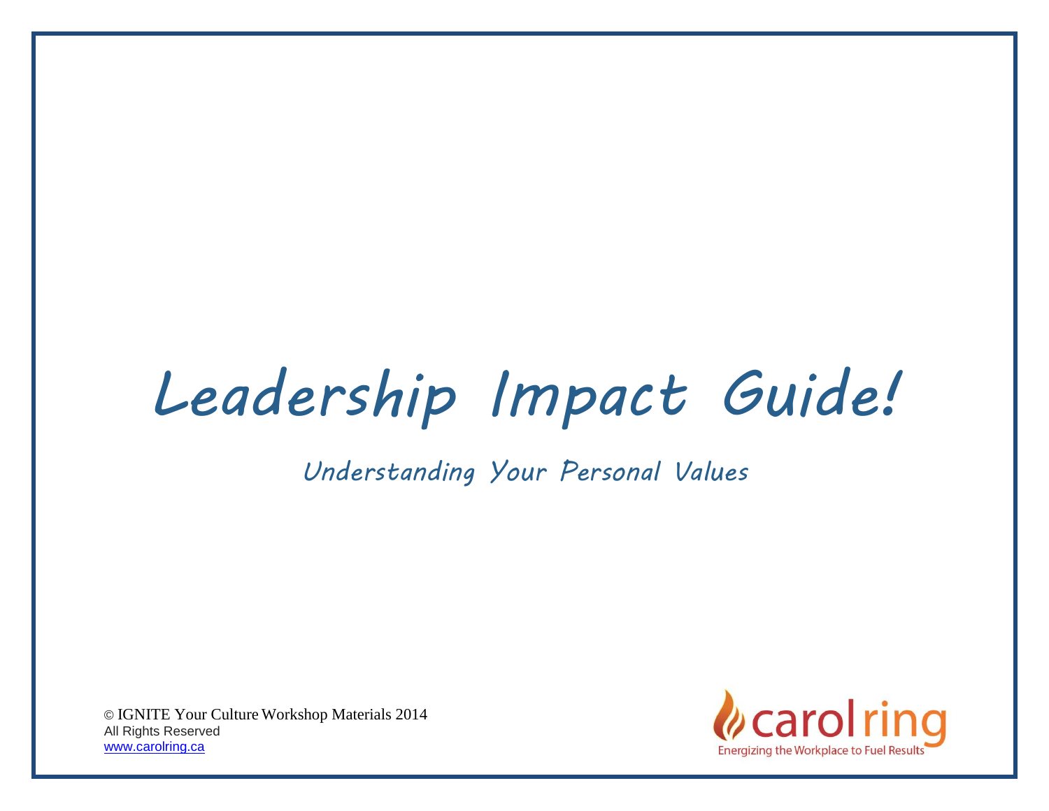# Leadership Impact Guide!

## Understanding Your Personal Values

© IGNITE Your Culture Workshop Materials 2014
All Rights Reserved
www.carolring.ca

carol ring
Energizing the Workplace to Fuel Results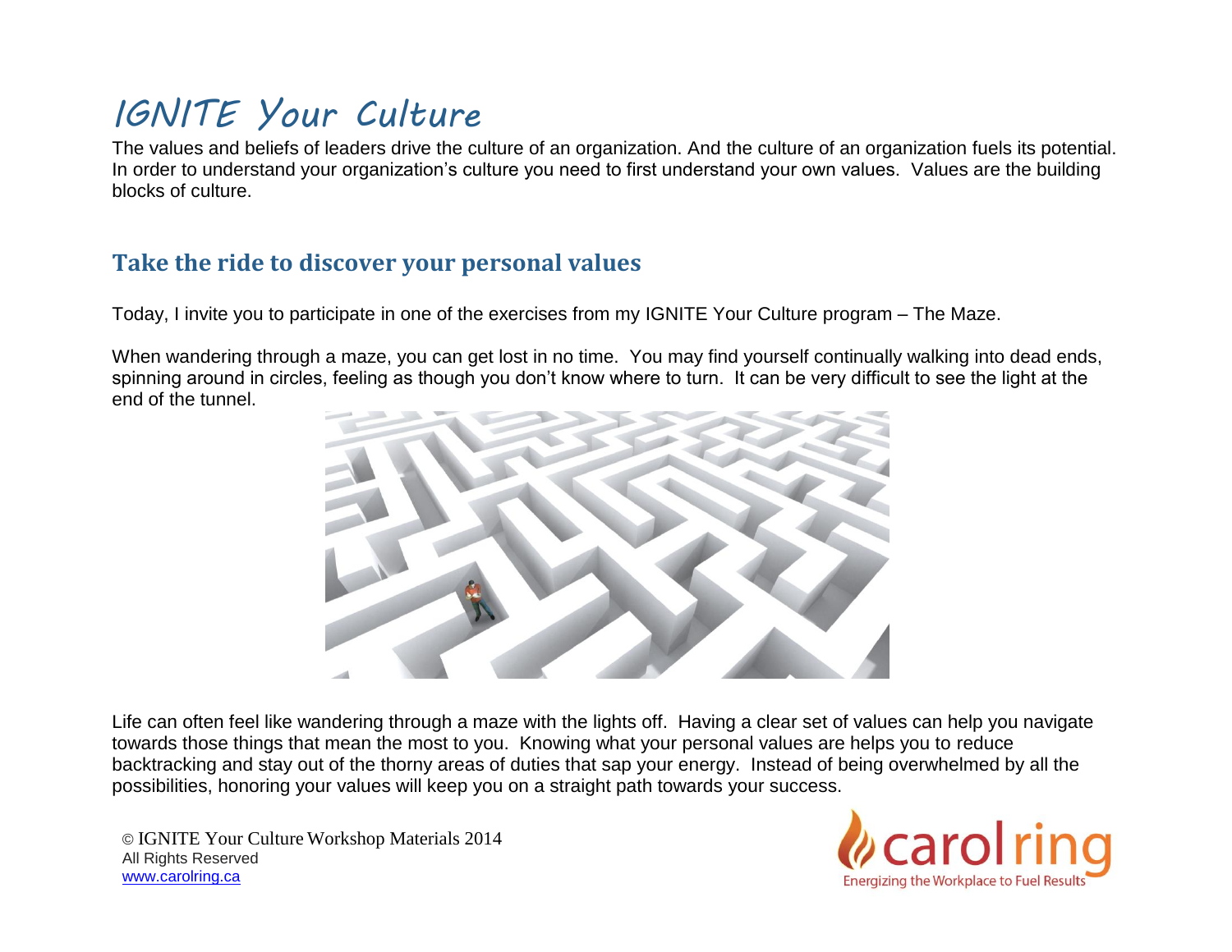# IGNITE Your Culture

The values and beliefs of leaders drive the culture of an organization. And the culture of an organization fuels its potential. In order to understand your organization's culture you need to first understand your own values. Values are the building blocks of culture.

## Take the ride to discover your personal values

Today, I invite you to participate in one of the exercises from my IGNITE Your Culture program – The Maze.

When wandering through a maze, you can get lost in no time. You may find yourself continually walking into dead ends, spinning around in circles, feeling as though you don't know where to turn. It can be very difficult to see the light at the end of the tunnel.

Life can often feel like wandering through a maze with the lights off. Having a clear set of values can help you navigate towards those things that mean the most to you. Knowing what your personal values are helps you to reduce backtracking and stay out of the thorny areas of duties that sap your energy. Instead of being overwhelmed by all the possibilities, honoring your values will keep you on a straight path towards your success.

© IGNITE Your Culture Workshop Materials 2014
All Rights Reserved
www.carolring.ca

carol ring
Energizing the Workplace to Fuel Results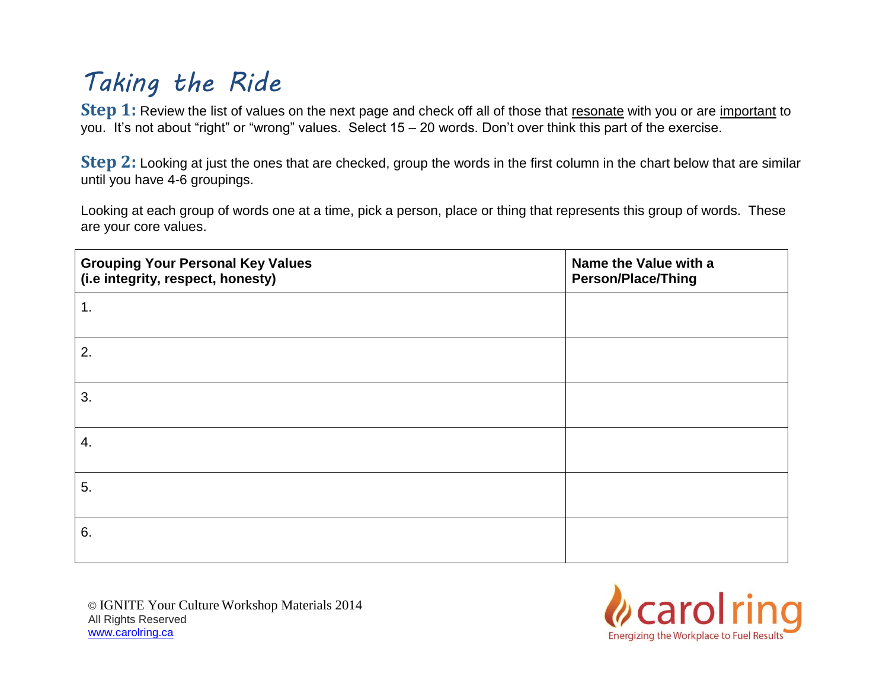# Taking the Ride

**Step 1:** Review the list of values on the next page and check off all of those that resonate with you or are important to you. It's not about "right" or "wrong" values. Select 15 – 20 words. Don't over think this part of the exercise.

**Step 2:** Looking at just the ones that are checked, group the words in the first column in the chart below that are similar until you have 4-6 groupings.

Looking at each group of words one at a time, pick a person, place or thing that represents this group of words. These are your core values.

| Grouping Your Personal Key Values (i.e integrity, respect, honesty) | Name the Value with a Person/Place/Thing |
|---|---|
| 1. | |
| 2. | |
| 3. | |
| 4. | |
| 5. | |
| 6. | |

© IGNITE Your Culture Workshop Materials 2014
All Rights Reserved
www.carolring.ca

carolring
Energizing the Workplace to Fuel Results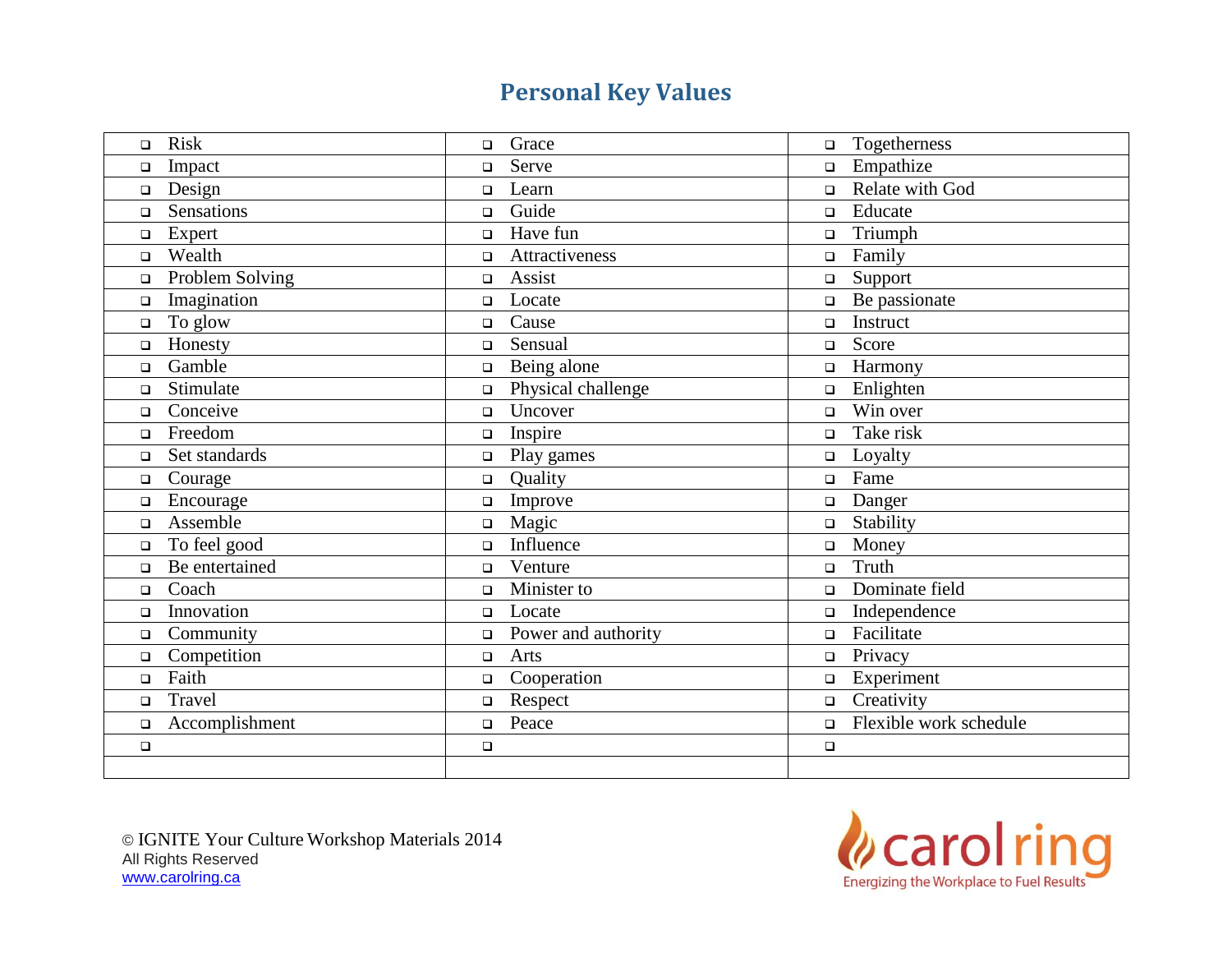# Personal Key Values

| | | |
|---|---|---|
| ❑ Risk | ❑ Grace | ❑ Togetherness |
| ❑ Impact | ❑ Serve | ❑ Empathize |
| ❑ Design | ❑ Learn | ❑ Relate with God |
| ❑ Sensations | ❑ Guide | ❑ Educate |
| ❑ Expert | ❑ Have fun | ❑ Triumph |
| ❑ Wealth | ❑ Attractiveness | ❑ Family |
| ❑ Problem Solving | ❑ Assist | ❑ Support |
| ❑ Imagination | ❑ Locate | ❑ Be passionate |
| ❑ To glow | ❑ Cause | ❑ Instruct |
| ❑ Honesty | ❑ Sensual | ❑ Score |
| ❑ Gamble | ❑ Being alone | ❑ Harmony |
| ❑ Stimulate | ❑ Physical challenge | ❑ Enlighten |
| ❑ Conceive | ❑ Uncover | ❑ Win over |
| ❑ Freedom | ❑ Inspire | ❑ Take risk |
| ❑ Set standards | ❑ Play games | ❑ Loyalty |
| ❑ Courage | ❑ Quality | ❑ Fame |
| ❑ Encourage | ❑ Improve | ❑ Danger |
| ❑ Assemble | ❑ Magic | ❑ Stability |
| ❑ To feel good | ❑ Influence | ❑ Money |
| ❑ Be entertained | ❑ Venture | ❑ Truth |
| ❑ Coach | ❑ Minister to | ❑ Dominate field |
| ❑ Innovation | ❑ Locate | ❑ Independence |
| ❑ Community | ❑ Power and authority | ❑ Facilitate |
| ❑ Competition | ❑ Arts | ❑ Privacy |
| ❑ Faith | ❑ Cooperation | ❑ Experiment |
| ❑ Travel | ❑ Respect | ❑ Creativity |
| ❑ Accomplishment | ❑ Peace | ❑ Flexible work schedule |
| ❑ | ❑ | ❑ |
| | | |

© IGNITE Your Culture Workshop Materials 2014
All Rights Reserved
www.carolring.ca

carol ring
Energizing the Workplace to Fuel Results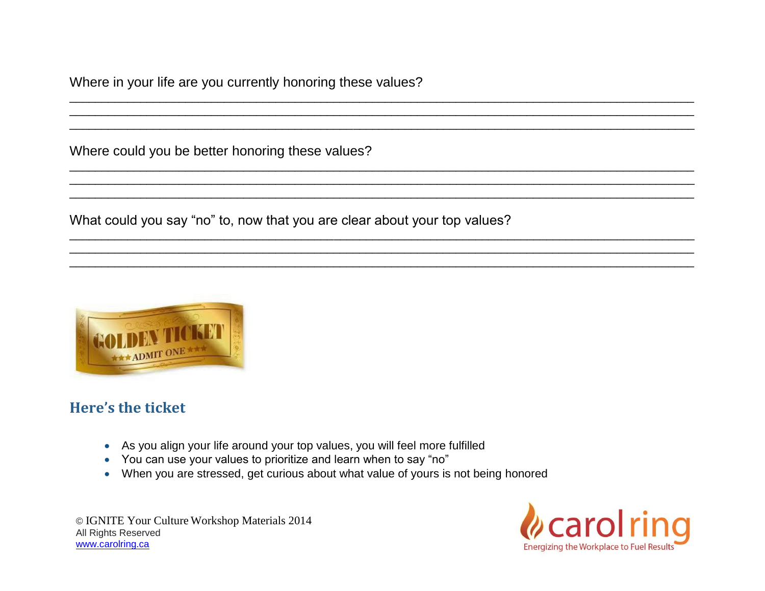Where in your life are you currently honoring these values?

\_\_\_\_\_\_\_\_\_\_\_\_\_\_\_\_\_\_\_\_\_\_\_\_\_\_\_\_\_\_\_\_\_\_\_\_\_\_\_\_\_\_\_\_\_\_\_\_\_\_\_\_\_\_\_\_\_\_\_\_\_\_\_\_\_\_\_\_\_\_\_\_\_\_\_\_\_\_\_\_
\_\_\_\_\_\_\_\_\_\_\_\_\_\_\_\_\_\_\_\_\_\_\_\_\_\_\_\_\_\_\_\_\_\_\_\_\_\_\_\_\_\_\_\_\_\_\_\_\_\_\_\_\_\_\_\_\_\_\_\_\_\_\_\_\_\_\_\_\_\_\_\_\_\_\_\_\_\_\_\_
\_\_\_\_\_\_\_\_\_\_\_\_\_\_\_\_\_\_\_\_\_\_\_\_\_\_\_\_\_\_\_\_\_\_\_\_\_\_\_\_\_\_\_\_\_\_\_\_\_\_\_\_\_\_\_\_\_\_\_\_\_\_\_\_\_\_\_\_\_\_\_\_\_\_\_\_\_\_\_\_

Where could you be better honoring these values?

\_\_\_\_\_\_\_\_\_\_\_\_\_\_\_\_\_\_\_\_\_\_\_\_\_\_\_\_\_\_\_\_\_\_\_\_\_\_\_\_\_\_\_\_\_\_\_\_\_\_\_\_\_\_\_\_\_\_\_\_\_\_\_\_\_\_\_\_\_\_\_\_\_\_\_\_\_\_\_\_
\_\_\_\_\_\_\_\_\_\_\_\_\_\_\_\_\_\_\_\_\_\_\_\_\_\_\_\_\_\_\_\_\_\_\_\_\_\_\_\_\_\_\_\_\_\_\_\_\_\_\_\_\_\_\_\_\_\_\_\_\_\_\_\_\_\_\_\_\_\_\_\_\_\_\_\_\_\_\_\_
\_\_\_\_\_\_\_\_\_\_\_\_\_\_\_\_\_\_\_\_\_\_\_\_\_\_\_\_\_\_\_\_\_\_\_\_\_\_\_\_\_\_\_\_\_\_\_\_\_\_\_\_\_\_\_\_\_\_\_\_\_\_\_\_\_\_\_\_\_\_\_\_\_\_\_\_\_\_\_\_

What could you say "no" to, now that you are clear about your top values?

\_\_\_\_\_\_\_\_\_\_\_\_\_\_\_\_\_\_\_\_\_\_\_\_\_\_\_\_\_\_\_\_\_\_\_\_\_\_\_\_\_\_\_\_\_\_\_\_\_\_\_\_\_\_\_\_\_\_\_\_\_\_\_\_\_\_\_\_\_\_\_\_\_\_\_\_\_\_\_\_
\_\_\_\_\_\_\_\_\_\_\_\_\_\_\_\_\_\_\_\_\_\_\_\_\_\_\_\_\_\_\_\_\_\_\_\_\_\_\_\_\_\_\_\_\_\_\_\_\_\_\_\_\_\_\_\_\_\_\_\_\_\_\_\_\_\_\_\_\_\_\_\_\_\_\_\_\_\_\_\_
\_\_\_\_\_\_\_\_\_\_\_\_\_\_\_\_\_\_\_\_\_\_\_\_\_\_\_\_\_\_\_\_\_\_\_\_\_\_\_\_\_\_\_\_\_\_\_\_\_\_\_\_\_\_\_\_\_\_\_\_\_\_\_\_\_\_\_\_\_\_\_\_\_\_\_\_\_\_\_\_

GOLDEN TICKET
★★★ ADMIT ONE ★★★

## Here's the ticket

- As you align your life around your top values, you will feel more fulfilled
- You can use your values to prioritize and learn when to say "no"
- When you are stressed, get curious about what value of yours is not being honored

© IGNITE Your Culture Workshop Materials 2014
All Rights Reserved
www.carolring.ca

carol ring
Energizing the Workplace to Fuel Results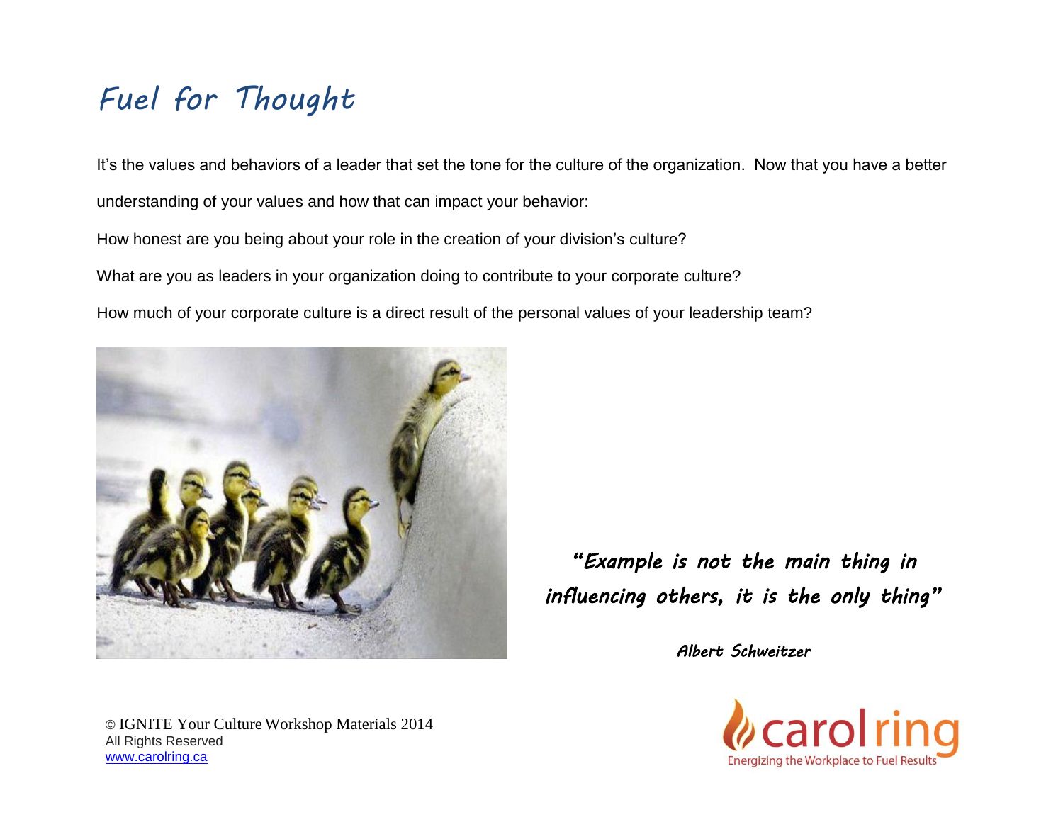# Fuel for Thought

It's the values and behaviors of a leader that set the tone for the culture of the organization. Now that you have a better understanding of your values and how that can impact your behavior:

How honest are you being about your role in the creation of your division's culture?

What are you as leaders in your organization doing to contribute to your corporate culture?

How much of your corporate culture is a direct result of the personal values of your leadership team?

*"Example is not the main thing in influencing others, it is the only thing"*

*Albert Schweitzer*

© IGNITE Your Culture Workshop Materials 2014
All Rights Reserved
www.carolring.ca

carolring
Energizing the Workplace to Fuel Results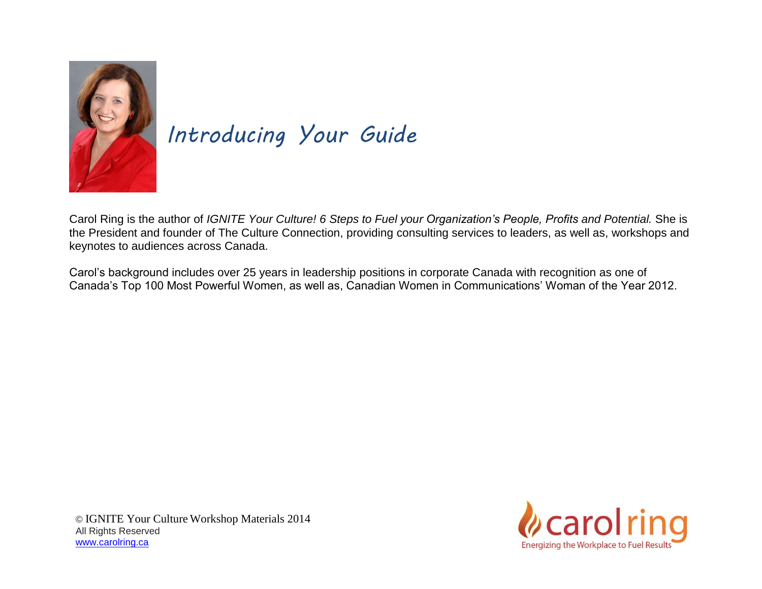# Introducing Your Guide

Carol Ring is the author of *IGNITE Your Culture! 6 Steps to Fuel your Organization's People, Profits and Potential.* She is the President and founder of The Culture Connection, providing consulting services to leaders, as well as, workshops and keynotes to audiences across Canada.

Carol's background includes over 25 years in leadership positions in corporate Canada with recognition as one of Canada's Top 100 Most Powerful Women, as well as, Canadian Women in Communications' Woman of the Year 2012.

© IGNITE Your Culture Workshop Materials 2014
All Rights Reserved
www.carolring.ca

carol ring
Energizing the Workplace to Fuel Results